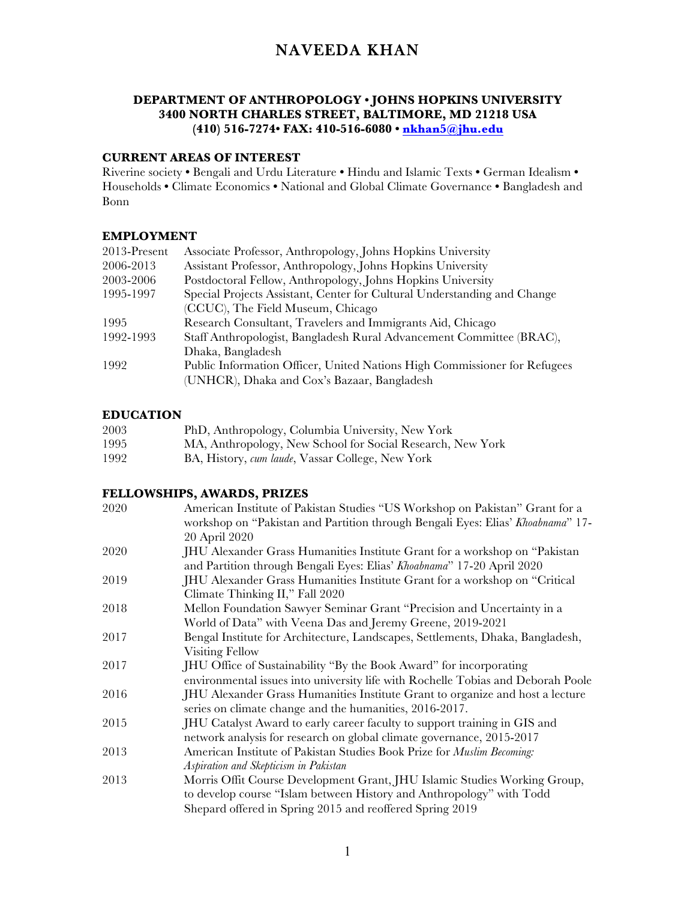# NAVEEDA KHAN

**DEPARTMENT OF ANTHROPOLOGY • JOHNS HOPKINS UNIVERSITY**
**3400 NORTH CHARLES STREET, BALTIMORE, MD 21218 USA**
**(410) 516-7274• FAX: 410-516-6080 • nkhan5@jhu.edu**

## CURRENT AREAS OF INTEREST

Riverine society • Bengali and Urdu Literature • Hindu and Islamic Texts • German Idealism • Households • Climate Economics • National and Global Climate Governance • Bangladesh and Bonn

## EMPLOYMENT

| | |
|---|---|
| 2013-Present | Associate Professor, Anthropology, Johns Hopkins University |
| 2006-2013 | Assistant Professor, Anthropology, Johns Hopkins University |
| 2003-2006 | Postdoctoral Fellow, Anthropology, Johns Hopkins University |
| 1995-1997 | Special Projects Assistant, Center for Cultural Understanding and Change (CCUC), The Field Museum, Chicago |
| 1995 | Research Consultant, Travelers and Immigrants Aid, Chicago |
| 1992-1993 | Staff Anthropologist, Bangladesh Rural Advancement Committee (BRAC), Dhaka, Bangladesh |
| 1992 | Public Information Officer, United Nations High Commissioner for Refugees (UNHCR), Dhaka and Cox's Bazaar, Bangladesh |

## EDUCATION

| | |
|---|---|
| 2003 | PhD, Anthropology, Columbia University, New York |
| 1995 | MA, Anthropology, New School for Social Research, New York |
| 1992 | BA, History, *cum laude*, Vassar College, New York |

## FELLOWSHIPS, AWARDS, PRIZES

| | |
|---|---|
| 2020 | American Institute of Pakistan Studies "US Workshop on Pakistan" Grant for a workshop on "Pakistan and Partition through Bengali Eyes: Elias' *Khoabnama*" 17-20 April 2020 |
| 2020 | JHU Alexander Grass Humanities Institute Grant for a workshop on "Pakistan and Partition through Bengali Eyes: Elias' *Khoabnama*" 17-20 April 2020 |
| 2019 | JHU Alexander Grass Humanities Institute Grant for a workshop on "Critical Climate Thinking II," Fall 2020 |
| 2018 | Mellon Foundation Sawyer Seminar Grant "Precision and Uncertainty in a World of Data" with Veena Das and Jeremy Greene, 2019-2021 |
| 2017 | Bengal Institute for Architecture, Landscapes, Settlements, Dhaka, Bangladesh, Visiting Fellow |
| 2017 | JHU Office of Sustainability "By the Book Award" for incorporating environmental issues into university life with Rochelle Tobias and Deborah Poole |
| 2016 | JHU Alexander Grass Humanities Institute Grant to organize and host a lecture series on climate change and the humanities, 2016-2017. |
| 2015 | JHU Catalyst Award to early career faculty to support training in GIS and network analysis for research on global climate governance, 2015-2017 |
| 2013 | American Institute of Pakistan Studies Book Prize for *Muslim Becoming: Aspiration and Skepticism in Pakistan* |
| 2013 | Morris Offit Course Development Grant, JHU Islamic Studies Working Group, to develop course "Islam between History and Anthropology" with Todd Shepard offered in Spring 2015 and reoffered Spring 2019 |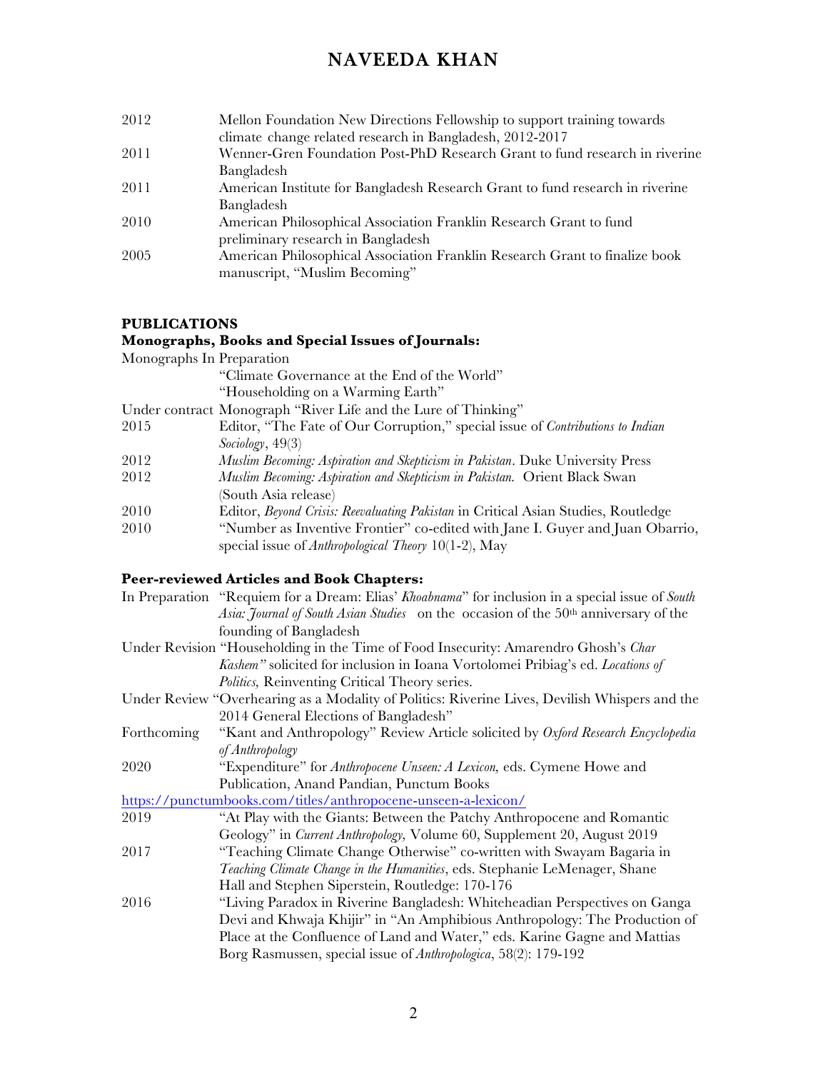| | |
|---|---|
| 2012 | Mellon Foundation New Directions Fellowship to support training towards climate change related research in Bangladesh, 2012-2017 |
| 2011 | Wenner-Gren Foundation Post-PhD Research Grant to fund research in riverine Bangladesh |
| 2011 | American Institute for Bangladesh Research Grant to fund research in riverine Bangladesh |
| 2010 | American Philosophical Association Franklin Research Grant to fund preliminary research in Bangladesh |
| 2005 | American Philosophical Association Franklin Research Grant to finalize book manuscript, "Muslim Becoming" |

**PUBLICATIONS**

**Monographs, Books and Special Issues of Journals:**

Monographs In Preparation

"Climate Governance at the End of the World"

"Householding on a Warming Earth"

Under contract Monograph "River Life and the Lure of Thinking"

| | |
|---|---|
| 2015 | Editor, "The Fate of Our Corruption," special issue of *Contributions to Indian Sociology*, 49(3) |
| 2012 | *Muslim Becoming: Aspiration and Skepticism in Pakistan*. Duke University Press |
| 2012 | *Muslim Becoming: Aspiration and Skepticism in Pakistan.* Orient Black Swan (South Asia release) |
| 2010 | Editor, *Beyond Crisis: Reevaluating Pakistan* in Critical Asian Studies, Routledge |
| 2010 | "Number as Inventive Frontier" co-edited with Jane I. Guyer and Juan Obarrio, special issue of *Anthropological Theory* 10(1-2), May |

**Peer-reviewed Articles and Book Chapters:**

| | |
|---|---|
| In Preparation | "Requiem for a Dream: Elias' *Khoabnama*" for inclusion in a special issue of *South Asia: Journal of South Asian Studies* on the occasion of the 50th anniversary of the founding of Bangladesh |
| Under Revision | "Householding in the Time of Food Insecurity: Amarendro Ghosh's *Char Kashem"* solicited for inclusion in Ioana Vortolomei Pribiag's ed. *Locations of Politics,* Reinventing Critical Theory series. |
| Under Review | "Overhearing as a Modality of Politics: Riverine Lives, Devilish Whispers and the 2014 General Elections of Bangladesh" |
| Forthcoming | "Kant and Anthropology" Review Article solicited by *Oxford Research Encyclopedia of Anthropology* |
| 2020 | "Expenditure" for *Anthropocene Unseen: A Lexicon,* eds. Cymene Howe and Publication, Anand Pandian, Punctum Books |

https://punctumbooks.com/titles/anthropocene-unseen-a-lexicon/

| | |
|---|---|
| 2019 | "At Play with the Giants: Between the Patchy Anthropocene and Romantic Geology" in *Current Anthropology,* Volume 60, Supplement 20, August 2019 |
| 2017 | "Teaching Climate Change Otherwise" co-written with Swayam Bagaria in *Teaching Climate Change in the Humanities*, eds. Stephanie LeMenager, Shane Hall and Stephen Siperstein, Routledge: 170-176 |
| 2016 | "Living Paradox in Riverine Bangladesh: Whiteheadian Perspectives on Ganga Devi and Khwaja Khijir" in "An Amphibious Anthropology: The Production of Place at the Confluence of Land and Water," eds. Karine Gagne and Mattias Borg Rasmussen, special issue of *Anthropologica*, 58(2): 179-192 |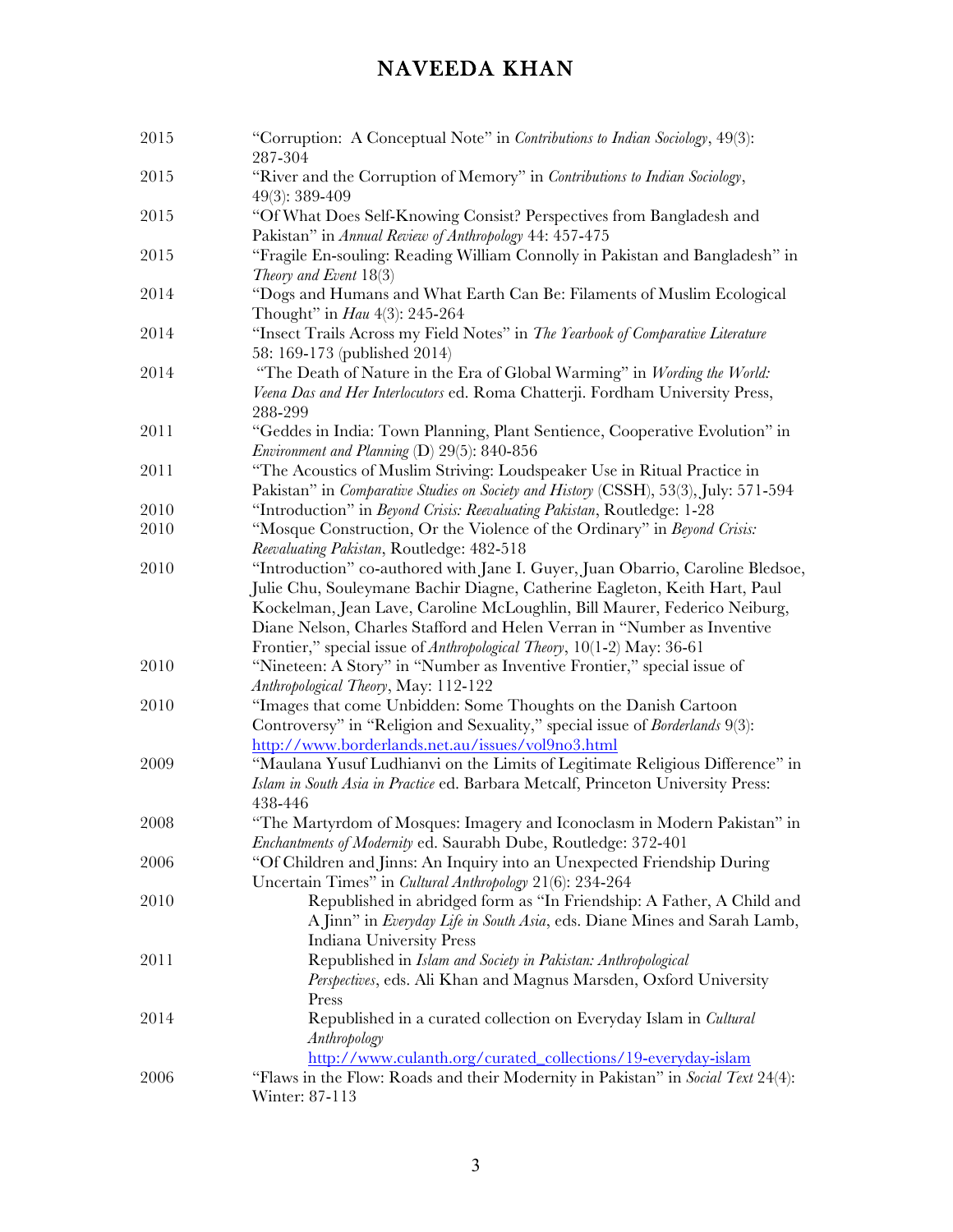# NAVEEDA KHAN

2015 "Corruption: A Conceptual Note" in *Contributions to Indian Sociology*, 49(3): 287-304

2015 "River and the Corruption of Memory" in *Contributions to Indian Sociology*, 49(3): 389-409

2015 "Of What Does Self-Knowing Consist? Perspectives from Bangladesh and Pakistan" in *Annual Review of Anthropology* 44: 457-475

2015 "Fragile En-souling: Reading William Connolly in Pakistan and Bangladesh" in *Theory and Event* 18(3)

2014 "Dogs and Humans and What Earth Can Be: Filaments of Muslim Ecological Thought" in *Hau* 4(3): 245-264

2014 "Insect Trails Across my Field Notes" in *The Yearbook of Comparative Literature* 58: 169-173 (published 2014)

2014 "The Death of Nature in the Era of Global Warming" in *Wording the World: Veena Das and Her Interlocutors* ed. Roma Chatterji. Fordham University Press, 288-299

2011 "Geddes in India: Town Planning, Plant Sentience, Cooperative Evolution" in *Environment and Planning* (D) 29(5): 840-856

2011 "The Acoustics of Muslim Striving: Loudspeaker Use in Ritual Practice in Pakistan" in *Comparative Studies on Society and History* (CSSH), 53(3), July: 571-594

2010 "Introduction" in *Beyond Crisis: Reevaluating Pakistan*, Routledge: 1-28

2010 "Mosque Construction, Or the Violence of the Ordinary" in *Beyond Crisis: Reevaluating Pakistan*, Routledge: 482-518

2010 "Introduction" co-authored with Jane I. Guyer, Juan Obarrio, Caroline Bledsoe, Julie Chu, Souleymane Bachir Diagne, Catherine Eagleton, Keith Hart, Paul Kockelman, Jean Lave, Caroline McLoughlin, Bill Maurer, Federico Neiburg, Diane Nelson, Charles Stafford and Helen Verran in "Number as Inventive Frontier," special issue of *Anthropological Theory*, 10(1-2) May: 36-61

2010 "Nineteen: A Story" in "Number as Inventive Frontier," special issue of *Anthropological Theory*, May: 112-122

2010 "Images that come Unbidden: Some Thoughts on the Danish Cartoon Controversy" in "Religion and Sexuality," special issue of *Borderlands* 9(3): http://www.borderlands.net.au/issues/vol9no3.html

2009 "Maulana Yusuf Ludhianvi on the Limits of Legitimate Religious Difference" in *Islam in South Asia in Practice* ed. Barbara Metcalf, Princeton University Press: 438-446

2008 "The Martyrdom of Mosques: Imagery and Iconoclasm in Modern Pakistan" in *Enchantments of Modernity* ed. Saurabh Dube, Routledge: 372-401

2006 "Of Children and Jinns: An Inquiry into an Unexpected Friendship During Uncertain Times" in *Cultural Anthropology* 21(6): 234-264

- 2010 Republished in abridged form as "In Friendship: A Father, A Child and A Jinn" in *Everyday Life in South Asia*, eds. Diane Mines and Sarah Lamb, Indiana University Press
- 2011 Republished in *Islam and Society in Pakistan: Anthropological Perspectives*, eds. Ali Khan and Magnus Marsden, Oxford University Press
- 2014 Republished in a curated collection on Everyday Islam in *Cultural Anthropology* http://www.culanth.org/curated_collections/19-everyday-islam

2006 "Flaws in the Flow: Roads and their Modernity in Pakistan" in *Social Text* 24(4): Winter: 87-113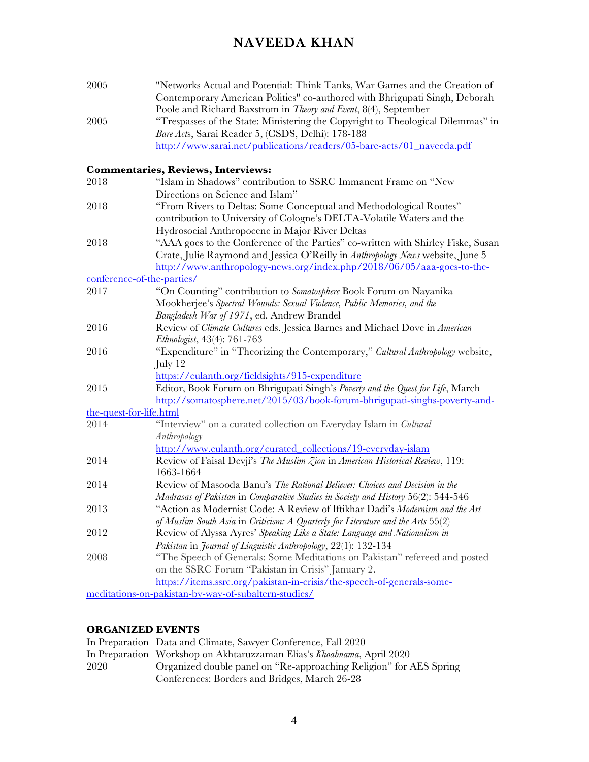2005 "Networks Actual and Potential: Think Tanks, War Games and the Creation of Contemporary American Politics" co-authored with Bhrigupati Singh, Deborah Poole and Richard Baxstrom in *Theory and Event*, 8(4), September

2005 "Trespasses of the State: Ministering the Copyright to Theological Dilemmas" in *Bare Acts*, Sarai Reader 5, (CSDS, Delhi): 178-188 http://www.sarai.net/publications/readers/05-bare-acts/01_naveeda.pdf

**Commentaries, Reviews, Interviews:**

2018 "Islam in Shadows" contribution to SSRC Immanent Frame on "New Directions on Science and Islam"

2018 "From Rivers to Deltas: Some Conceptual and Methodological Routes" contribution to University of Cologne's DELTA-Volatile Waters and the Hydrosocial Anthropocene in Major River Deltas

2018 "AAA goes to the Conference of the Parties" co-written with Shirley Fiske, Susan Crate, Julie Raymond and Jessica O'Reilly in *Anthropology News* website, June 5 http://www.anthropology-news.org/index.php/2018/06/05/aaa-goes-to-the-conference-of-the-parties/

2017 "On Counting" contribution to *Somatosphere* Book Forum on Nayanika Mookherjee's *Spectral Wounds: Sexual Violence, Public Memories, and the Bangladesh War of 1971*, ed. Andrew Brandel

2016 Review of *Climate Cultures* eds. Jessica Barnes and Michael Dove in *American Ethnologist*, 43(4): 761-763

2016 "Expenditure" in "Theorizing the Contemporary," *Cultural Anthropology* website, July 12 https://culanth.org/fieldsights/915-expenditure

2015 Editor, Book Forum on Bhrigupati Singh's *Poverty and the Quest for Life*, March http://somatosphere.net/2015/03/book-forum-bhrigupati-singhs-poverty-and-the-quest-for-life.html

2014 "Interview" on a curated collection on Everyday Islam in *Cultural Anthropology* http://www.culanth.org/curated_collections/19-everyday-islam

2014 Review of Faisal Devji's *The Muslim Zion* in *American Historical Review*, 119: 1663-1664

2014 Review of Masooda Banu's *The Rational Believer: Choices and Decision in the Madrasas of Pakistan* in *Comparative Studies in Society and History* 56(2): 544-546

2013 "Action as Modernist Code: A Review of Iftikhar Dadi's *Modernism and the Art of Muslim South Asia* in *Criticism: A Quarterly for Literature and the Arts* 55(2)

2012 Review of Alyssa Ayres' *Speaking Like a State: Language and Nationalism in Pakistan* in *Journal of Linguistic Anthropology*, 22(1): 132-134

2008 "The Speech of Generals: Some Meditations on Pakistan" refereed and posted on the SSRC Forum "Pakistan in Crisis" January 2. https://items.ssrc.org/pakistan-in-crisis/the-speech-of-generals-some-meditations-on-pakistan-by-way-of-subaltern-studies/

## ORGANIZED EVENTS

In Preparation Data and Climate, Sawyer Conference, Fall 2020

In Preparation Workshop on Akhtaruzzaman Elias's *Khoabnama*, April 2020

2020 Organized double panel on "Re-approaching Religion" for AES Spring Conferences: Borders and Bridges, March 26-28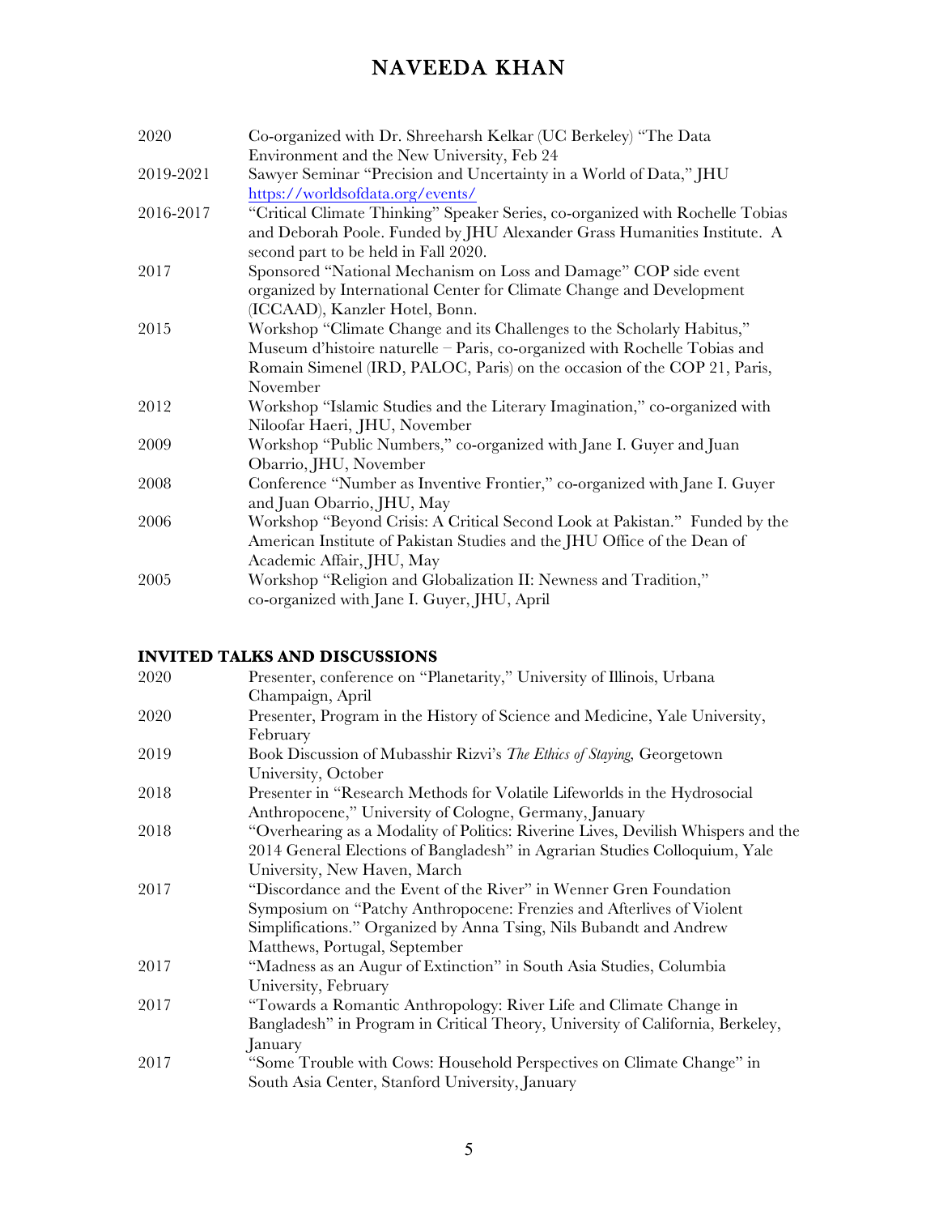| | |
|---|---|
| 2020 | Co-organized with Dr. Shreeharsh Kelkar (UC Berkeley) "The Data Environment and the New University, Feb 24 |
| 2019-2021 | Sawyer Seminar "Precision and Uncertainty in a World of Data," JHU [https://worldsofdata.org/events/](https://worldsofdata.org/events/) |
| 2016-2017 | "Critical Climate Thinking" Speaker Series, co-organized with Rochelle Tobias and Deborah Poole. Funded by JHU Alexander Grass Humanities Institute. A second part to be held in Fall 2020. |
| 2017 | Sponsored "National Mechanism on Loss and Damage" COP side event organized by International Center for Climate Change and Development (ICCAAD), Kanzler Hotel, Bonn. |
| 2015 | Workshop "Climate Change and its Challenges to the Scholarly Habitus," Museum d'histoire naturelle – Paris, co-organized with Rochelle Tobias and Romain Simenel (IRD, PALOC, Paris) on the occasion of the COP 21, Paris, November |
| 2012 | Workshop "Islamic Studies and the Literary Imagination," co-organized with Niloofar Haeri, JHU, November |
| 2009 | Workshop "Public Numbers," co-organized with Jane I. Guyer and Juan Obarrio, JHU, November |
| 2008 | Conference "Number as Inventive Frontier," co-organized with Jane I. Guyer and Juan Obarrio, JHU, May |
| 2006 | Workshop "Beyond Crisis: A Critical Second Look at Pakistan." Funded by the American Institute of Pakistan Studies and the JHU Office of the Dean of Academic Affair, JHU, May |
| 2005 | Workshop "Religion and Globalization II: Newness and Tradition," co-organized with Jane I. Guyer, JHU, April |

## INVITED TALKS AND DISCUSSIONS

| | |
|---|---|
| 2020 | Presenter, conference on "Planetarity," University of Illinois, Urbana Champaign, April |
| 2020 | Presenter, Program in the History of Science and Medicine, Yale University, February |
| 2019 | Book Discussion of Mubasshir Rizvi's *The Ethics of Staying,* Georgetown University, October |
| 2018 | Presenter in "Research Methods for Volatile Lifeworlds in the Hydrosocial Anthropocene," University of Cologne, Germany, January |
| 2018 | "Overhearing as a Modality of Politics: Riverine Lives, Devilish Whispers and the 2014 General Elections of Bangladesh" in Agrarian Studies Colloquium, Yale University, New Haven, March |
| 2017 | "Discordance and the Event of the River" in Wenner Gren Foundation Symposium on "Patchy Anthropocene: Frenzies and Afterlives of Violent Simplifications." Organized by Anna Tsing, Nils Bubandt and Andrew Matthews, Portugal, September |
| 2017 | "Madness as an Augur of Extinction" in South Asia Studies, Columbia University, February |
| 2017 | "Towards a Romantic Anthropology: River Life and Climate Change in Bangladesh" in Program in Critical Theory, University of California, Berkeley, January |
| 2017 | "Some Trouble with Cows: Household Perspectives on Climate Change" in South Asia Center, Stanford University, January |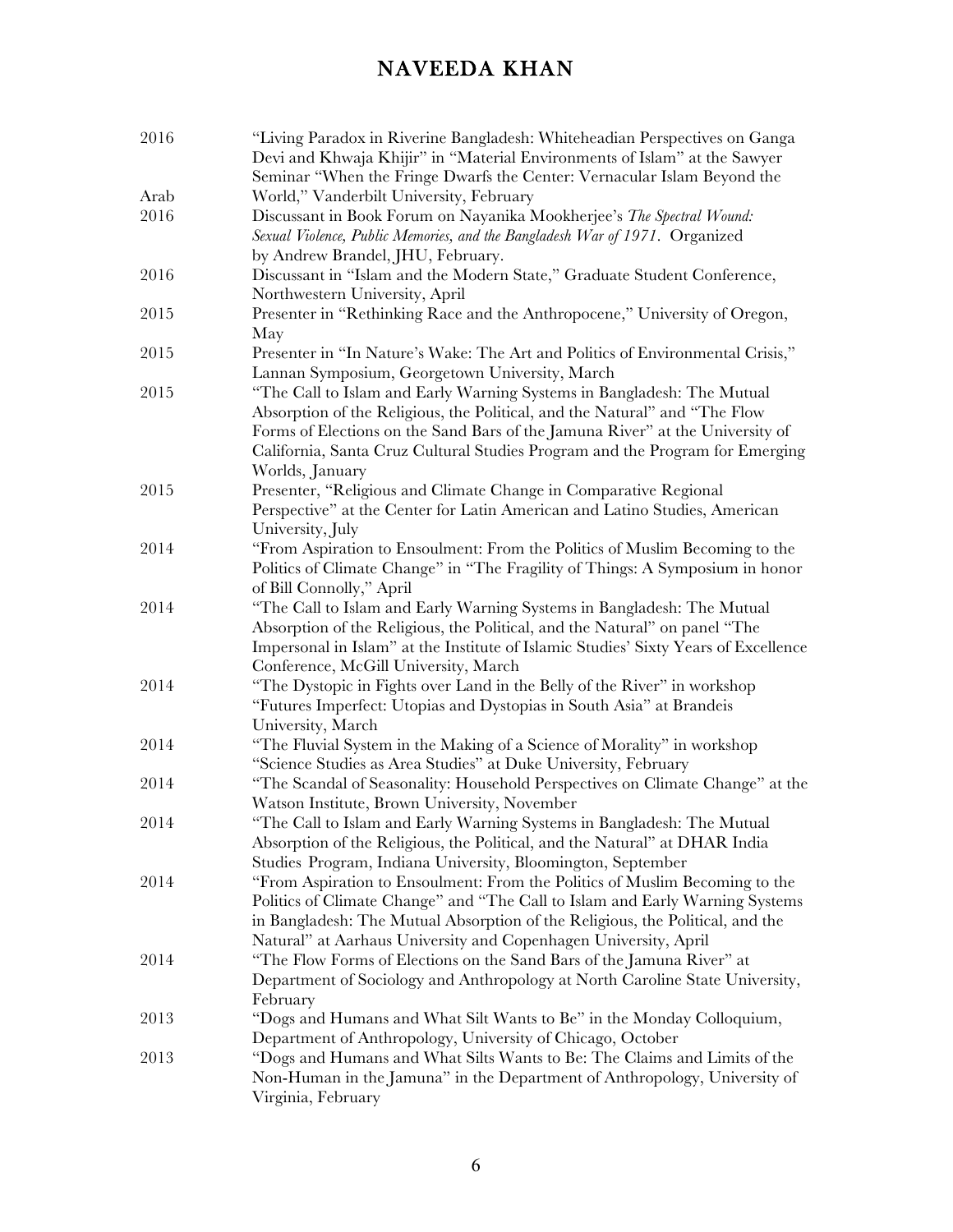2016 "Living Paradox in Riverine Bangladesh: Whiteheadian Perspectives on Ganga Devi and Khwaja Khijir" in "Material Environments of Islam" at the Sawyer Seminar "When the Fringe Dwarfs the Center: Vernacular Islam Beyond the Arab World," Vanderbilt University, February

2016 Discussant in Book Forum on Nayanika Mookherjee's *The Spectral Wound: Sexual Violence, Public Memories, and the Bangladesh War of 1971*. Organized by Andrew Brandel, JHU, February.

2016 Discussant in "Islam and the Modern State," Graduate Student Conference, Northwestern University, April

2015 Presenter in "Rethinking Race and the Anthropocene," University of Oregon, May

2015 Presenter in "In Nature's Wake: The Art and Politics of Environmental Crisis," Lannan Symposium, Georgetown University, March

2015 "The Call to Islam and Early Warning Systems in Bangladesh: The Mutual Absorption of the Religious, the Political, and the Natural" and "The Flow Forms of Elections on the Sand Bars of the Jamuna River" at the University of California, Santa Cruz Cultural Studies Program and the Program for Emerging Worlds, January

2015 Presenter, "Religious and Climate Change in Comparative Regional Perspective" at the Center for Latin American and Latino Studies, American University, July

2014 "From Aspiration to Ensoulment: From the Politics of Muslim Becoming to the Politics of Climate Change" in "The Fragility of Things: A Symposium in honor of Bill Connolly," April

2014 "The Call to Islam and Early Warning Systems in Bangladesh: The Mutual Absorption of the Religious, the Political, and the Natural" on panel "The Impersonal in Islam" at the Institute of Islamic Studies' Sixty Years of Excellence Conference, McGill University, March

2014 "The Dystopic in Fights over Land in the Belly of the River" in workshop "Futures Imperfect: Utopias and Dystopias in South Asia" at Brandeis University, March

2014 "The Fluvial System in the Making of a Science of Morality" in workshop "Science Studies as Area Studies" at Duke University, February

2014 "The Scandal of Seasonality: Household Perspectives on Climate Change" at the Watson Institute, Brown University, November

2014 "The Call to Islam and Early Warning Systems in Bangladesh: The Mutual Absorption of the Religious, the Political, and the Natural" at DHAR India Studies Program, Indiana University, Bloomington, September

2014 "From Aspiration to Ensoulment: From the Politics of Muslim Becoming to the Politics of Climate Change" and "The Call to Islam and Early Warning Systems in Bangladesh: The Mutual Absorption of the Religious, the Political, and the Natural" at Aarhaus University and Copenhagen University, April

2014 "The Flow Forms of Elections on the Sand Bars of the Jamuna River" at Department of Sociology and Anthropology at North Caroline State University, February

2013 "Dogs and Humans and What Silt Wants to Be" in the Monday Colloquium, Department of Anthropology, University of Chicago, October

2013 "Dogs and Humans and What Silts Wants to Be: The Claims and Limits of the Non-Human in the Jamuna" in the Department of Anthropology, University of Virginia, February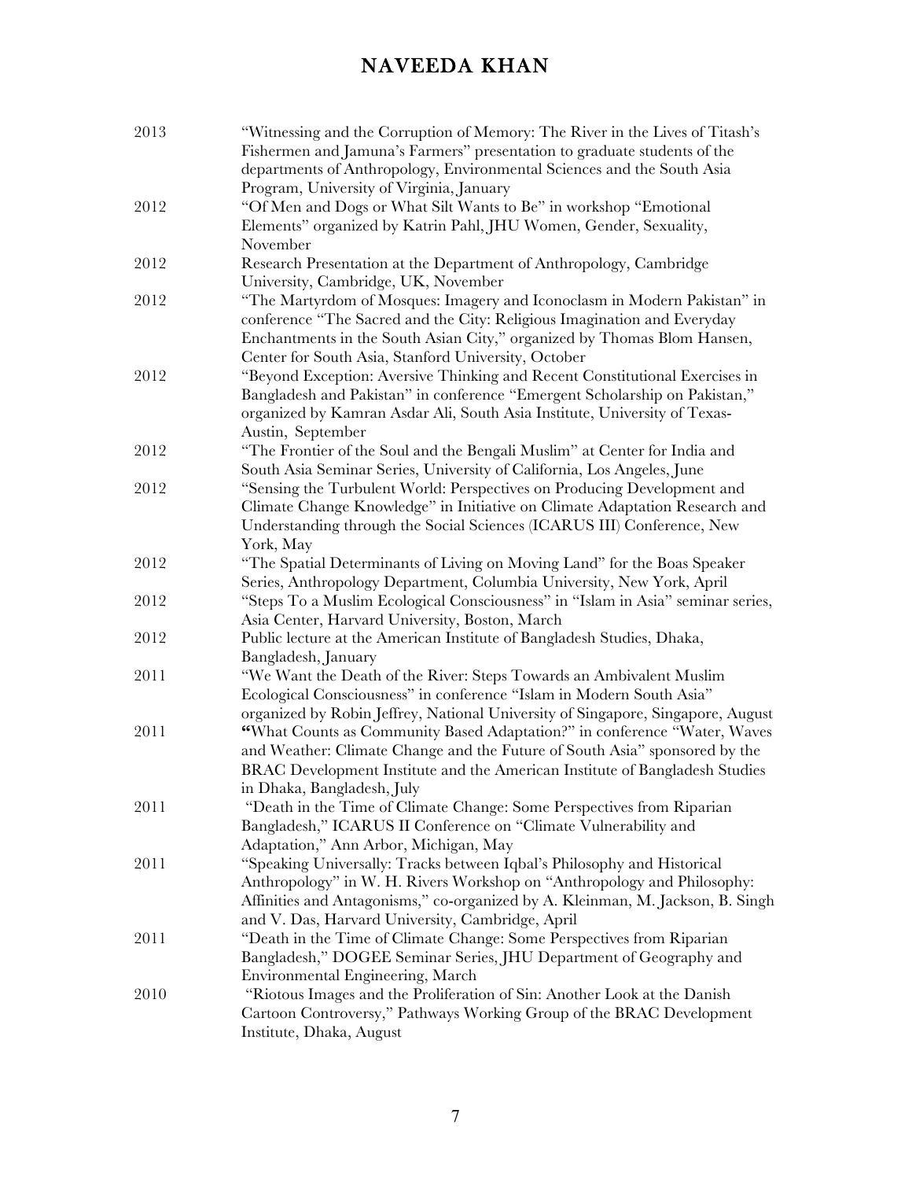2013 "Witnessing and the Corruption of Memory: The River in the Lives of Titash's Fishermen and Jamuna's Farmers" presentation to graduate students of the departments of Anthropology, Environmental Sciences and the South Asia Program, University of Virginia, January

2012 "Of Men and Dogs or What Silt Wants to Be" in workshop "Emotional Elements" organized by Katrin Pahl, JHU Women, Gender, Sexuality, November

2012 Research Presentation at the Department of Anthropology, Cambridge University, Cambridge, UK, November

2012 "The Martyrdom of Mosques: Imagery and Iconoclasm in Modern Pakistan" in conference "The Sacred and the City: Religious Imagination and Everyday Enchantments in the South Asian City," organized by Thomas Blom Hansen, Center for South Asia, Stanford University, October

2012 "Beyond Exception: Aversive Thinking and Recent Constitutional Exercises in Bangladesh and Pakistan" in conference "Emergent Scholarship on Pakistan," organized by Kamran Asdar Ali, South Asia Institute, University of Texas-Austin, September

2012 "The Frontier of the Soul and the Bengali Muslim" at Center for India and South Asia Seminar Series, University of California, Los Angeles, June

2012 "Sensing the Turbulent World: Perspectives on Producing Development and Climate Change Knowledge" in Initiative on Climate Adaptation Research and Understanding through the Social Sciences (ICARUS III) Conference, New York, May

2012 "The Spatial Determinants of Living on Moving Land" for the Boas Speaker Series, Anthropology Department, Columbia University, New York, April

2012 "Steps To a Muslim Ecological Consciousness" in "Islam in Asia" seminar series, Asia Center, Harvard University, Boston, March

2012 Public lecture at the American Institute of Bangladesh Studies, Dhaka, Bangladesh, January

2011 "We Want the Death of the River: Steps Towards an Ambivalent Muslim Ecological Consciousness" in conference "Islam in Modern South Asia" organized by Robin Jeffrey, National University of Singapore, Singapore, August

2011 "What Counts as Community Based Adaptation?" in conference "Water, Waves and Weather: Climate Change and the Future of South Asia" sponsored by the BRAC Development Institute and the American Institute of Bangladesh Studies in Dhaka, Bangladesh, July

2011 "Death in the Time of Climate Change: Some Perspectives from Riparian Bangladesh," ICARUS II Conference on "Climate Vulnerability and Adaptation," Ann Arbor, Michigan, May

2011 "Speaking Universally: Tracks between Iqbal's Philosophy and Historical Anthropology" in W. H. Rivers Workshop on "Anthropology and Philosophy: Affinities and Antagonisms," co-organized by A. Kleinman, M. Jackson, B. Singh and V. Das, Harvard University, Cambridge, April

2011 "Death in the Time of Climate Change: Some Perspectives from Riparian Bangladesh," DOGEE Seminar Series, JHU Department of Geography and Environmental Engineering, March

2010 "Riotous Images and the Proliferation of Sin: Another Look at the Danish Cartoon Controversy," Pathways Working Group of the BRAC Development Institute, Dhaka, August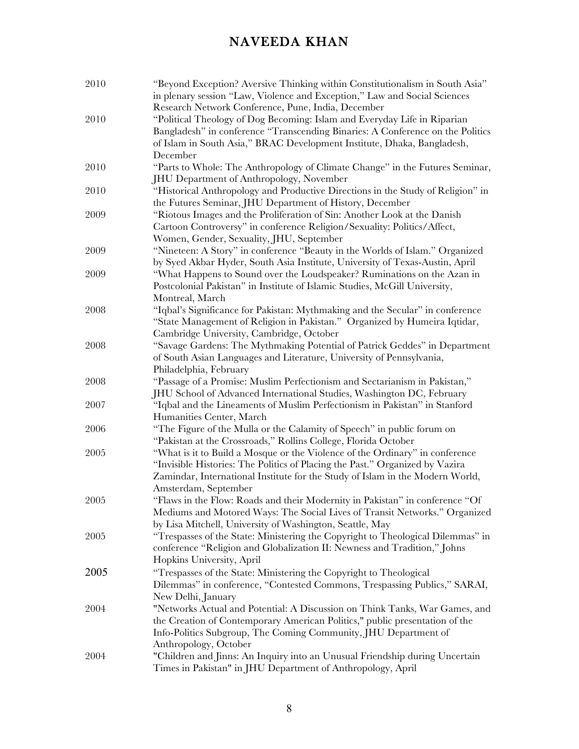2010 "Beyond Exception? Aversive Thinking within Constitutionalism in South Asia" in plenary session "Law, Violence and Exception," Law and Social Sciences Research Network Conference, Pune, India, December

2010 "Political Theology of Dog Becoming: Islam and Everyday Life in Riparian Bangladesh" in conference "Transcending Binaries: A Conference on the Politics of Islam in South Asia," BRAC Development Institute, Dhaka, Bangladesh, December

2010 "Parts to Whole: The Anthropology of Climate Change" in the Futures Seminar, JHU Department of Anthropology, November

2010 "Historical Anthropology and Productive Directions in the Study of Religion" in the Futures Seminar, JHU Department of History, December

2009 "Riotous Images and the Proliferation of Sin: Another Look at the Danish Cartoon Controversy" in conference Religion/Sexuality: Politics/Affect, Women, Gender, Sexuality, JHU, September

2009 "Nineteen: A Story" in conference "Beauty in the Worlds of Islam." Organized by Syed Akbar Hyder, South Asia Institute, University of Texas-Austin, April

2009 "What Happens to Sound over the Loudspeaker? Ruminations on the Azan in Postcolonial Pakistan" in Institute of Islamic Studies, McGill University, Montreal, March

2008 "Iqbal's Significance for Pakistan: Mythmaking and the Secular" in conference "State Management of Religion in Pakistan." Organized by Humeira Iqtidar, Cambridge University, Cambridge, October

2008 "Savage Gardens: The Mythmaking Potential of Patrick Geddes" in Department of South Asian Languages and Literature, University of Pennsylvania, Philadelphia, February

2008 "Passage of a Promise: Muslim Perfectionism and Sectarianism in Pakistan," JHU School of Advanced International Studies, Washington DC, February

2007 "Iqbal and the Lineaments of Muslim Perfectionism in Pakistan" in Stanford Humanities Center, March

2006 "The Figure of the Mulla or the Calamity of Speech" in public forum on "Pakistan at the Crossroads," Rollins College, Florida October

2005 "What is it to Build a Mosque or the Violence of the Ordinary" in conference "Invisible Histories: The Politics of Placing the Past." Organized by Vazira Zamindar, International Institute for the Study of Islam in the Modern World, Amsterdam, September

2005 "Flaws in the Flow: Roads and their Modernity in Pakistan" in conference "Of Mediums and Motored Ways: The Social Lives of Transit Networks." Organized by Lisa Mitchell, University of Washington, Seattle, May

2005 "Trespasses of the State: Ministering the Copyright to Theological Dilemmas" in conference "Religion and Globalization II: Newness and Tradition," Johns Hopkins University, April

2005 "Trespasses of the State: Ministering the Copyright to Theological Dilemmas" in conference, "Contested Commons, Trespassing Publics," SARAI, New Delhi, January

2004 "Networks Actual and Potential: A Discussion on Think Tanks, War Games, and the Creation of Contemporary American Politics," public presentation of the Info-Politics Subgroup, The Coming Community, JHU Department of Anthropology, October

2004 "Children and Jinns: An Inquiry into an Unusual Friendship during Uncertain Times in Pakistan" in JHU Department of Anthropology, April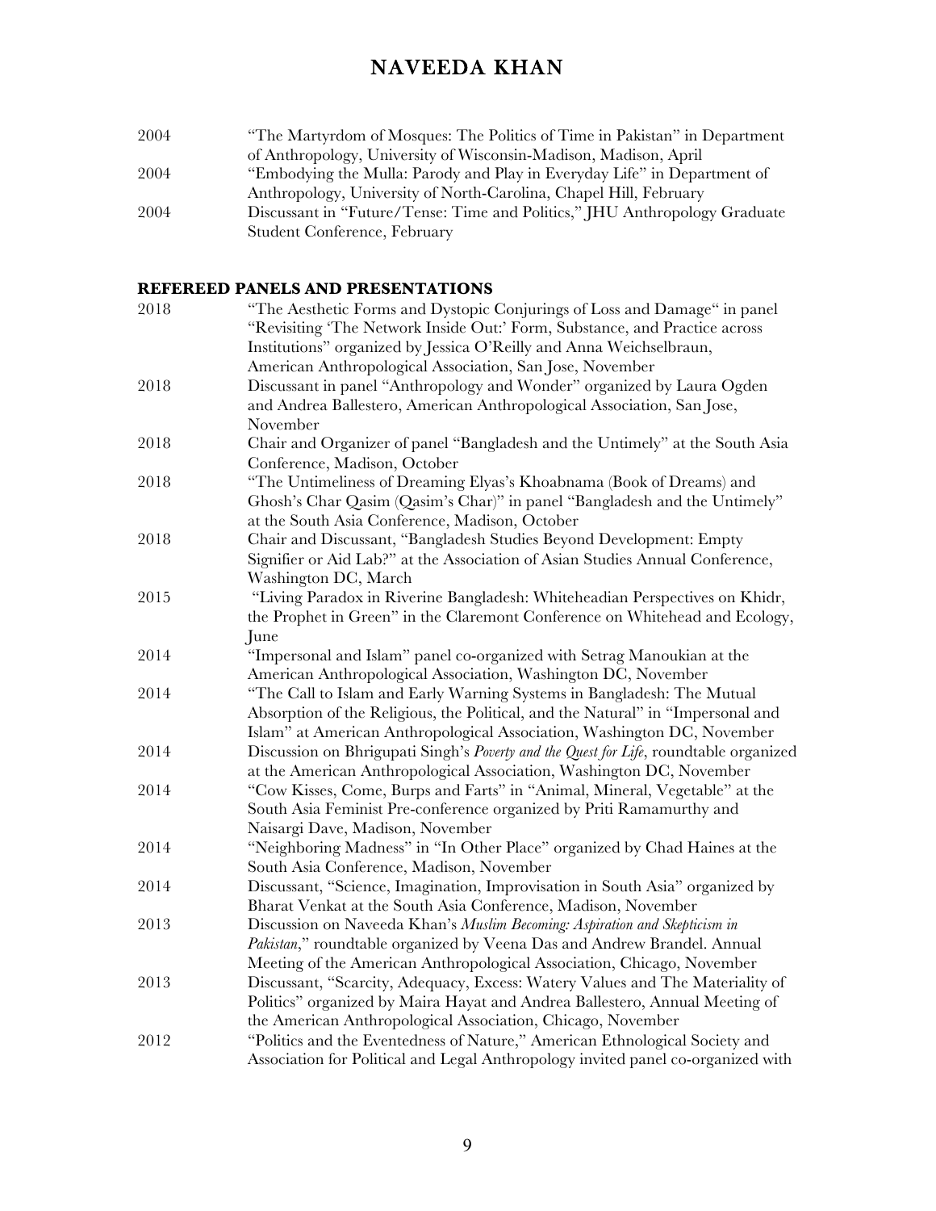2004 "The Martyrdom of Mosques: The Politics of Time in Pakistan" in Department of Anthropology, University of Wisconsin-Madison, Madison, April

2004 "Embodying the Mulla: Parody and Play in Everyday Life" in Department of Anthropology, University of North-Carolina, Chapel Hill, February

2004 Discussant in "Future/Tense: Time and Politics," JHU Anthropology Graduate Student Conference, February

## REFEREED PANELS AND PRESENTATIONS

2018 "The Aesthetic Forms and Dystopic Conjurings of Loss and Damage" in panel "Revisiting 'The Network Inside Out:' Form, Substance, and Practice across Institutions" organized by Jessica O'Reilly and Anna Weichselbraun, American Anthropological Association, San Jose, November

2018 Discussant in panel "Anthropology and Wonder" organized by Laura Ogden and Andrea Ballestero, American Anthropological Association, San Jose, November

2018 Chair and Organizer of panel "Bangladesh and the Untimely" at the South Asia Conference, Madison, October

2018 "The Untimeliness of Dreaming Elyas's Khoabnama (Book of Dreams) and Ghosh's Char Qasim (Qasim's Char)" in panel "Bangladesh and the Untimely" at the South Asia Conference, Madison, October

2018 Chair and Discussant, "Bangladesh Studies Beyond Development: Empty Signifier or Aid Lab?" at the Association of Asian Studies Annual Conference, Washington DC, March

2015 "Living Paradox in Riverine Bangladesh: Whiteheadian Perspectives on Khidr, the Prophet in Green" in the Claremont Conference on Whitehead and Ecology, June

2014 "Impersonal and Islam" panel co-organized with Setrag Manoukian at the American Anthropological Association, Washington DC, November

2014 "The Call to Islam and Early Warning Systems in Bangladesh: The Mutual Absorption of the Religious, the Political, and the Natural" in "Impersonal and Islam" at American Anthropological Association, Washington DC, November

2014 Discussion on Bhrigupati Singh's *Poverty and the Quest for Life*, roundtable organized at the American Anthropological Association, Washington DC, November

2014 "Cow Kisses, Come, Burps and Farts" in "Animal, Mineral, Vegetable" at the South Asia Feminist Pre-conference organized by Priti Ramamurthy and Naisargi Dave, Madison, November

2014 "Neighboring Madness" in "In Other Place" organized by Chad Haines at the South Asia Conference, Madison, November

2014 Discussant, "Science, Imagination, Improvisation in South Asia" organized by Bharat Venkat at the South Asia Conference, Madison, November

2013 Discussion on Naveeda Khan's *Muslim Becoming: Aspiration and Skepticism in Pakistan*," roundtable organized by Veena Das and Andrew Brandel. Annual Meeting of the American Anthropological Association, Chicago, November

2013 Discussant, "Scarcity, Adequacy, Excess: Watery Values and The Materiality of Politics" organized by Maira Hayat and Andrea Ballestero, Annual Meeting of the American Anthropological Association, Chicago, November

2012 "Politics and the Eventedness of Nature," American Ethnological Society and Association for Political and Legal Anthropology invited panel co-organized with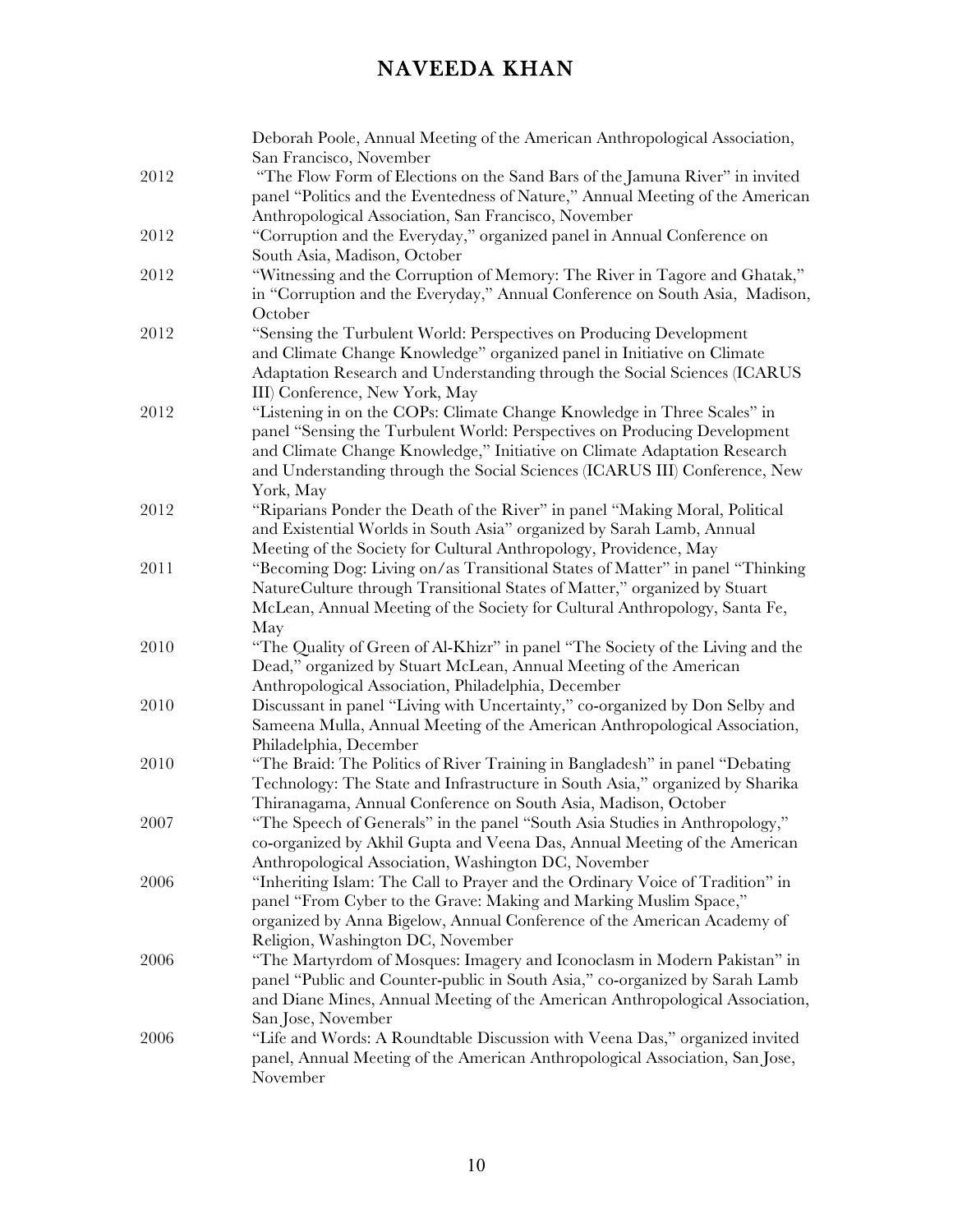Deborah Poole, Annual Meeting of the American Anthropological Association, San Francisco, November

2012 "The Flow Form of Elections on the Sand Bars of the Jamuna River" in invited panel "Politics and the Eventedness of Nature," Annual Meeting of the American Anthropological Association, San Francisco, November

2012 "Corruption and the Everyday," organized panel in Annual Conference on South Asia, Madison, October

2012 "Witnessing and the Corruption of Memory: The River in Tagore and Ghatak," in "Corruption and the Everyday," Annual Conference on South Asia, Madison, October

2012 "Sensing the Turbulent World: Perspectives on Producing Development and Climate Change Knowledge" organized panel in Initiative on Climate Adaptation Research and Understanding through the Social Sciences (ICARUS III) Conference, New York, May

2012 "Listening in on the COPs: Climate Change Knowledge in Three Scales" in panel "Sensing the Turbulent World: Perspectives on Producing Development and Climate Change Knowledge," Initiative on Climate Adaptation Research and Understanding through the Social Sciences (ICARUS III) Conference, New York, May

2012 "Riparians Ponder the Death of the River" in panel "Making Moral, Political and Existential Worlds in South Asia" organized by Sarah Lamb, Annual Meeting of the Society for Cultural Anthropology, Providence, May

2011 "Becoming Dog: Living on/as Transitional States of Matter" in panel "Thinking NatureCulture through Transitional States of Matter," organized by Stuart McLean, Annual Meeting of the Society for Cultural Anthropology, Santa Fe, May

2010 "The Quality of Green of Al-Khizr" in panel "The Society of the Living and the Dead," organized by Stuart McLean, Annual Meeting of the American Anthropological Association, Philadelphia, December

2010 Discussant in panel "Living with Uncertainty," co-organized by Don Selby and Sameena Mulla, Annual Meeting of the American Anthropological Association, Philadelphia, December

2010 "The Braid: The Politics of River Training in Bangladesh" in panel "Debating Technology: The State and Infrastructure in South Asia," organized by Sharika Thiranagama, Annual Conference on South Asia, Madison, October

2007 "The Speech of Generals" in the panel "South Asia Studies in Anthropology," co-organized by Akhil Gupta and Veena Das, Annual Meeting of the American Anthropological Association, Washington DC, November

2006 "Inheriting Islam: The Call to Prayer and the Ordinary Voice of Tradition" in panel "From Cyber to the Grave: Making and Marking Muslim Space," organized by Anna Bigelow, Annual Conference of the American Academy of Religion, Washington DC, November

2006 "The Martyrdom of Mosques: Imagery and Iconoclasm in Modern Pakistan" in panel "Public and Counter-public in South Asia," co-organized by Sarah Lamb and Diane Mines, Annual Meeting of the American Anthropological Association, San Jose, November

2006 "Life and Words: A Roundtable Discussion with Veena Das," organized invited panel, Annual Meeting of the American Anthropological Association, San Jose, November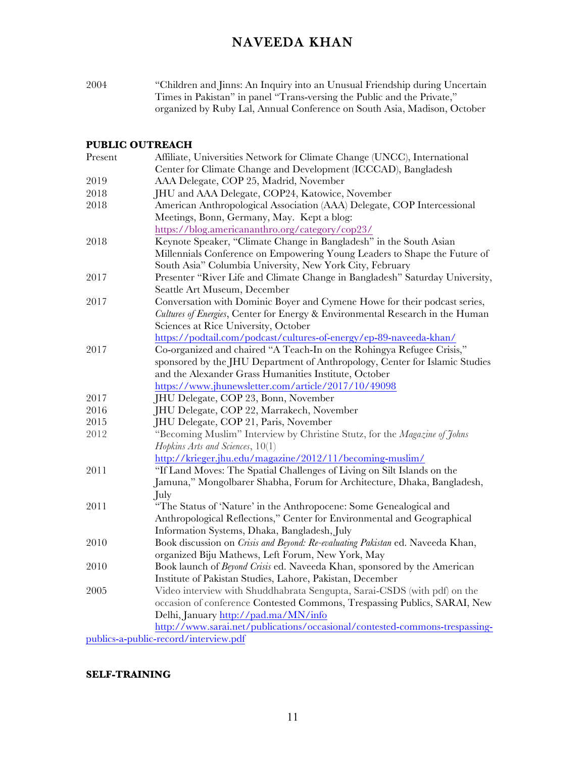2004 "Children and Jinns: An Inquiry into an Unusual Friendship during Uncertain Times in Pakistan" in panel "Trans-versing the Public and the Private," organized by Ruby Lal, Annual Conference on South Asia, Madison, October

**PUBLIC OUTREACH**

Present Affiliate, Universities Network for Climate Change (UNCC), International Center for Climate Change and Development (ICCCAD), Bangladesh

2019 AAA Delegate, COP 25, Madrid, November

2018 JHU and AAA Delegate, COP24, Katowice, November

2018 American Anthropological Association (AAA) Delegate, COP Intercessional Meetings, Bonn, Germany, May. Kept a blog: https://blog.americananthro.org/category/cop23/

2018 Keynote Speaker, "Climate Change in Bangladesh" in the South Asian Millennials Conference on Empowering Young Leaders to Shape the Future of South Asia" Columbia University, New York City, February

2017 Presenter "River Life and Climate Change in Bangladesh" Saturday University, Seattle Art Museum, December

2017 Conversation with Dominic Boyer and Cymene Howe for their podcast series, *Cultures of Energies*, Center for Energy & Environmental Research in the Human Sciences at Rice University, October https://podtail.com/podcast/cultures-of-energy/ep-89-naveeda-khan/

2017 Co-organized and chaired "A Teach-In on the Rohingya Refugee Crisis," sponsored by the JHU Department of Anthropology, Center for Islamic Studies and the Alexander Grass Humanities Institute, October https://www.jhunewsletter.com/article/2017/10/49098

2017 JHU Delegate, COP 23, Bonn, November

2016 JHU Delegate, COP 22, Marrakech, November

2015 JHU Delegate, COP 21, Paris, November

2012 "Becoming Muslim" Interview by Christine Stutz, for the *Magazine of Johns Hopkins Arts and Sciences*, 10(1) http://krieger.jhu.edu/magazine/2012/11/becoming-muslim/

2011 "If Land Moves: The Spatial Challenges of Living on Silt Islands on the Jamuna," Mongolbarer Shabha, Forum for Architecture, Dhaka, Bangladesh, July

2011 "The Status of 'Nature' in the Anthropocene: Some Genealogical and Anthropological Reflections," Center for Environmental and Geographical Information Systems, Dhaka, Bangladesh, July

2010 Book discussion on *Crisis and Beyond: Re-evaluating Pakistan* ed. Naveeda Khan, organized Biju Mathews, Left Forum, New York, May

2010 Book launch of *Beyond Crisis* ed. Naveeda Khan, sponsored by the American Institute of Pakistan Studies, Lahore, Pakistan, December

2005 Video interview with Shuddhabrata Sengupta, Sarai-CSDS (with pdf) on the occasion of conference Contested Commons, Trespassing Publics, SARAI, New Delhi, January http://pad.ma/MN/info http://www.sarai.net/publications/occasional/contested-commons-trespassing-publics-a-public-record/interview.pdf

**SELF-TRAINING**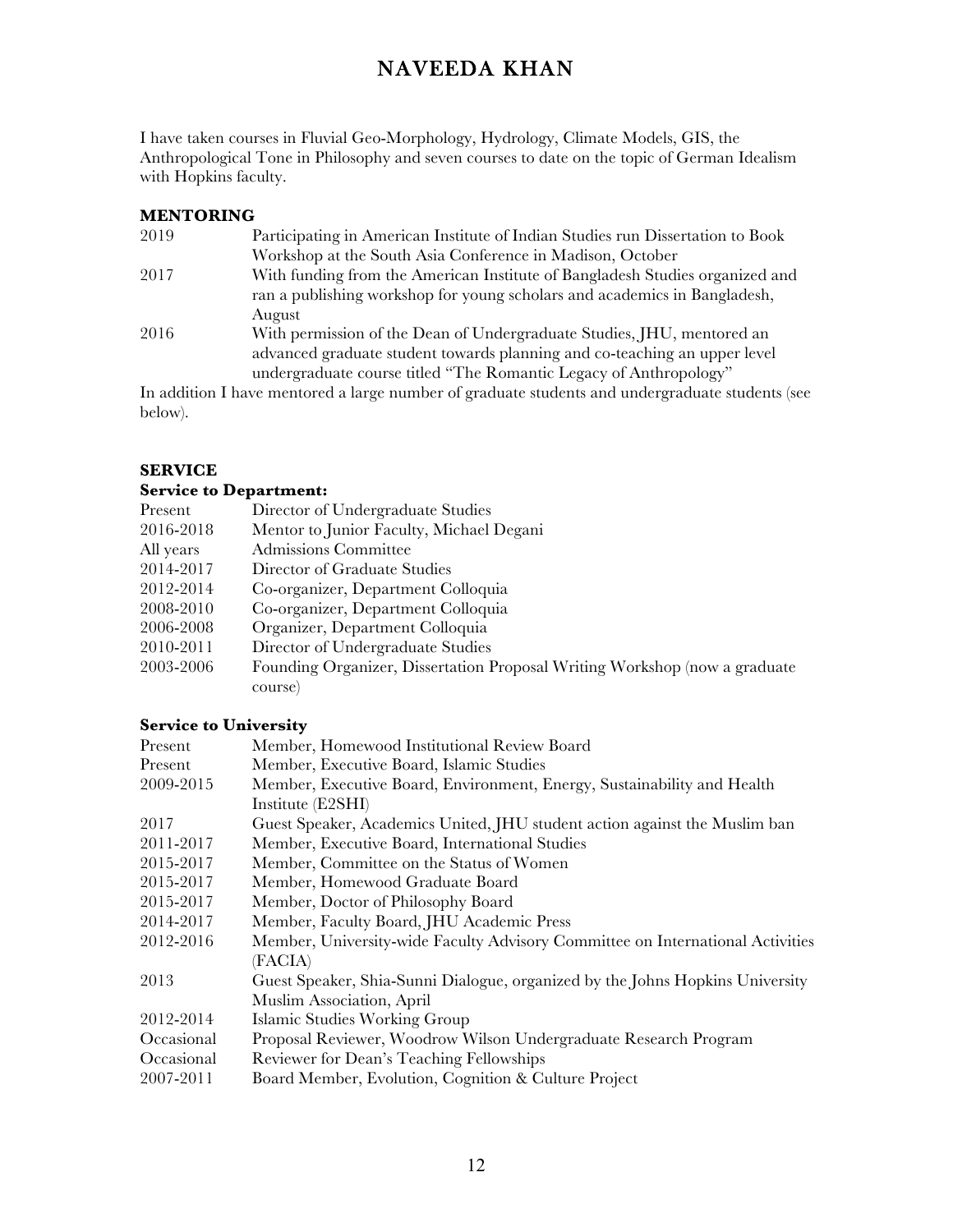I have taken courses in Fluvial Geo-Morphology, Hydrology, Climate Models, GIS, the Anthropological Tone in Philosophy and seven courses to date on the topic of German Idealism with Hopkins faculty.

**MENTORING**

| | |
|---|---|
| 2019 | Participating in American Institute of Indian Studies run Dissertation to Book Workshop at the South Asia Conference in Madison, October |
| 2017 | With funding from the American Institute of Bangladesh Studies organized and ran a publishing workshop for young scholars and academics in Bangladesh, August |
| 2016 | With permission of the Dean of Undergraduate Studies, JHU, mentored an advanced graduate student towards planning and co-teaching an upper level undergraduate course titled "The Romantic Legacy of Anthropology" |

In addition I have mentored a large number of graduate students and undergraduate students (see below).

**SERVICE**

**Service to Department:**

| | |
|---|---|
| Present | Director of Undergraduate Studies |
| 2016-2018 | Mentor to Junior Faculty, Michael Degani |
| All years | Admissions Committee |
| 2014-2017 | Director of Graduate Studies |
| 2012-2014 | Co-organizer, Department Colloquia |
| 2008-2010 | Co-organizer, Department Colloquia |
| 2006-2008 | Organizer, Department Colloquia |
| 2010-2011 | Director of Undergraduate Studies |
| 2003-2006 | Founding Organizer, Dissertation Proposal Writing Workshop (now a graduate course) |

**Service to University**

| | |
|---|---|
| Present | Member, Homewood Institutional Review Board |
| Present | Member, Executive Board, Islamic Studies |
| 2009-2015 | Member, Executive Board, Environment, Energy, Sustainability and Health Institute (E2SHI) |
| 2017 | Guest Speaker, Academics United, JHU student action against the Muslim ban |
| 2011-2017 | Member, Executive Board, International Studies |
| 2015-2017 | Member, Committee on the Status of Women |
| 2015-2017 | Member, Homewood Graduate Board |
| 2015-2017 | Member, Doctor of Philosophy Board |
| 2014-2017 | Member, Faculty Board, JHU Academic Press |
| 2012-2016 | Member, University-wide Faculty Advisory Committee on International Activities (FACIA) |
| 2013 | Guest Speaker, Shia-Sunni Dialogue, organized by the Johns Hopkins University Muslim Association, April |
| 2012-2014 | Islamic Studies Working Group |
| Occasional | Proposal Reviewer, Woodrow Wilson Undergraduate Research Program |
| Occasional | Reviewer for Dean's Teaching Fellowships |
| 2007-2011 | Board Member, Evolution, Cognition & Culture Project |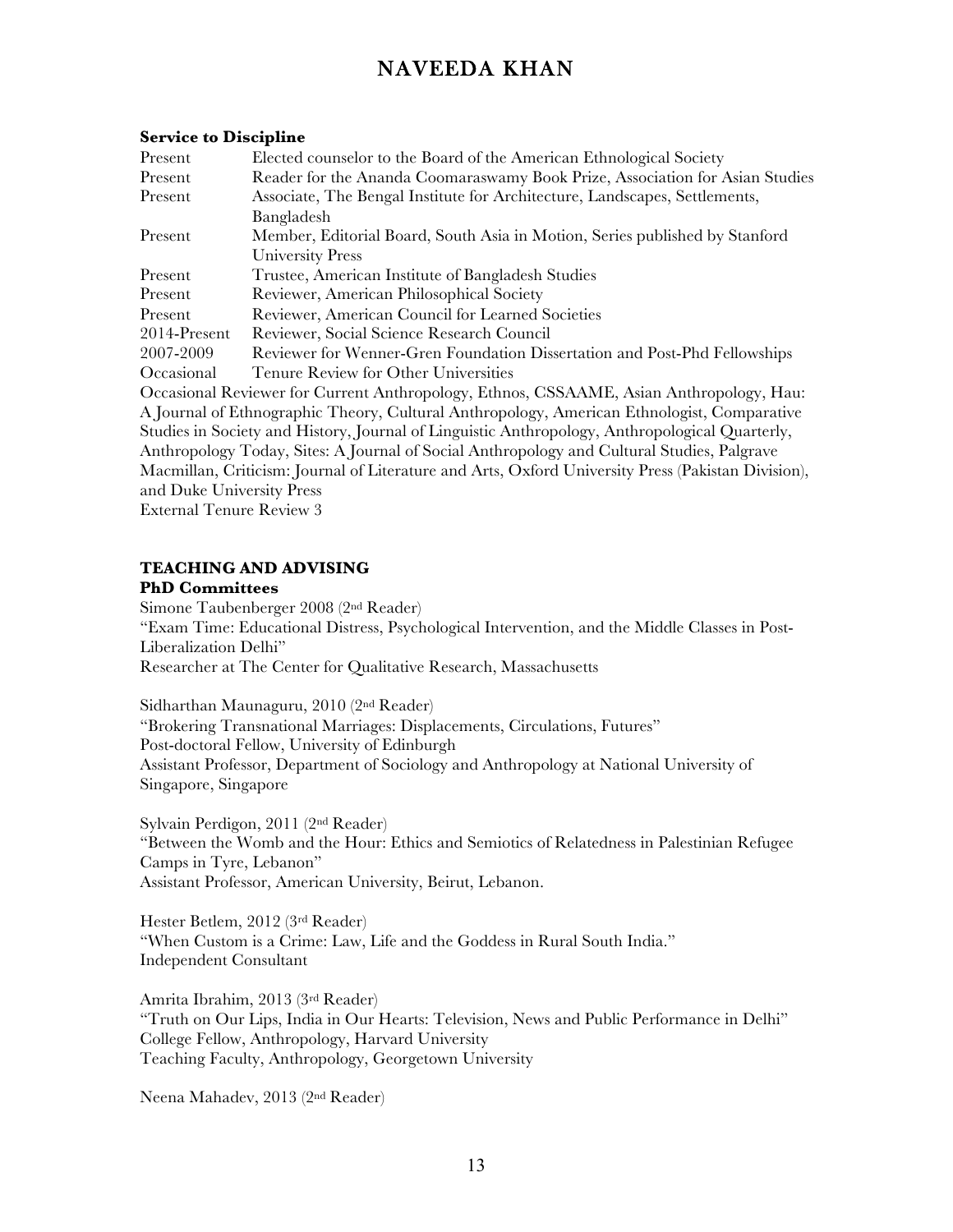**Service to Discipline**

| | |
|---|---|
| Present | Elected counselor to the Board of the American Ethnological Society |
| Present | Reader for the Ananda Coomaraswamy Book Prize, Association for Asian Studies |
| Present | Associate, The Bengal Institute for Architecture, Landscapes, Settlements, Bangladesh |
| Present | Member, Editorial Board, South Asia in Motion, Series published by Stanford University Press |
| Present | Trustee, American Institute of Bangladesh Studies |
| Present | Reviewer, American Philosophical Society |
| Present | Reviewer, American Council for Learned Societies |
| 2014-Present | Reviewer, Social Science Research Council |
| 2007-2009 | Reviewer for Wenner-Gren Foundation Dissertation and Post-Phd Fellowships |
| Occasional | Tenure Review for Other Universities |

Occasional Reviewer for Current Anthropology, Ethnos, CSSAAME, Asian Anthropology, Hau: A Journal of Ethnographic Theory, Cultural Anthropology, American Ethnologist, Comparative Studies in Society and History, Journal of Linguistic Anthropology, Anthropological Quarterly, Anthropology Today, Sites: A Journal of Social Anthropology and Cultural Studies, Palgrave Macmillan, Criticism: Journal of Literature and Arts, Oxford University Press (Pakistan Division), and Duke University Press

External Tenure Review 3

## TEACHING AND ADVISING

### PhD Committees

Simone Taubenberger 2008 (2nd Reader)
"Exam Time: Educational Distress, Psychological Intervention, and the Middle Classes in Post-Liberalization Delhi"
Researcher at The Center for Qualitative Research, Massachusetts

Sidharthan Maunaguru, 2010 (2nd Reader)
"Brokering Transnational Marriages: Displacements, Circulations, Futures"
Post-doctoral Fellow, University of Edinburgh
Assistant Professor, Department of Sociology and Anthropology at National University of Singapore, Singapore

Sylvain Perdigon, 2011 (2nd Reader)
"Between the Womb and the Hour: Ethics and Semiotics of Relatedness in Palestinian Refugee Camps in Tyre, Lebanon"
Assistant Professor, American University, Beirut, Lebanon.

Hester Betlem, 2012 (3rd Reader)
"When Custom is a Crime: Law, Life and the Goddess in Rural South India."
Independent Consultant

Amrita Ibrahim, 2013 (3rd Reader)
"Truth on Our Lips, India in Our Hearts: Television, News and Public Performance in Delhi"
College Fellow, Anthropology, Harvard University
Teaching Faculty, Anthropology, Georgetown University

Neena Mahadev, 2013 (2nd Reader)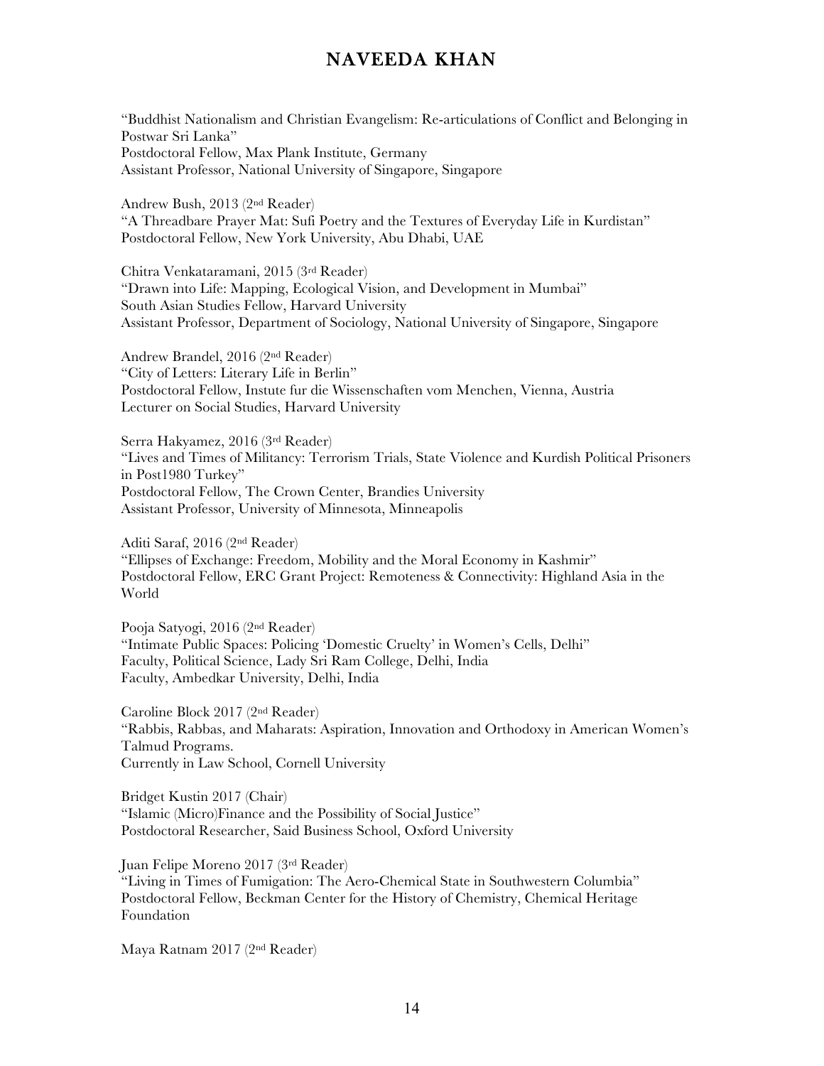"Buddhist Nationalism and Christian Evangelism: Re-articulations of Conflict and Belonging in Postwar Sri Lanka"
Postdoctoral Fellow, Max Plank Institute, Germany
Assistant Professor, National University of Singapore, Singapore

Andrew Bush, 2013 (2nd Reader)
"A Threadbare Prayer Mat: Sufi Poetry and the Textures of Everyday Life in Kurdistan"
Postdoctoral Fellow, New York University, Abu Dhabi, UAE

Chitra Venkataramani, 2015 (3rd Reader)
"Drawn into Life: Mapping, Ecological Vision, and Development in Mumbai"
South Asian Studies Fellow, Harvard University
Assistant Professor, Department of Sociology, National University of Singapore, Singapore

Andrew Brandel, 2016 (2nd Reader)
"City of Letters: Literary Life in Berlin"
Postdoctoral Fellow, Instute fur die Wissenschaften vom Menchen, Vienna, Austria
Lecturer on Social Studies, Harvard University

Serra Hakyamez, 2016 (3rd Reader)
"Lives and Times of Militancy: Terrorism Trials, State Violence and Kurdish Political Prisoners in Post1980 Turkey"
Postdoctoral Fellow, The Crown Center, Brandies University
Assistant Professor, University of Minnesota, Minneapolis

Aditi Saraf, 2016 (2nd Reader)
"Ellipses of Exchange: Freedom, Mobility and the Moral Economy in Kashmir"
Postdoctoral Fellow, ERC Grant Project: Remoteness & Connectivity: Highland Asia in the World

Pooja Satyogi, 2016 (2nd Reader)
"Intimate Public Spaces: Policing 'Domestic Cruelty' in Women's Cells, Delhi"
Faculty, Political Science, Lady Sri Ram College, Delhi, India
Faculty, Ambedkar University, Delhi, India

Caroline Block 2017 (2nd Reader)
"Rabbis, Rabbas, and Maharats: Aspiration, Innovation and Orthodoxy in American Women's Talmud Programs.
Currently in Law School, Cornell University

Bridget Kustin 2017 (Chair)
"Islamic (Micro)Finance and the Possibility of Social Justice"
Postdoctoral Researcher, Said Business School, Oxford University

Juan Felipe Moreno 2017 (3rd Reader)
"Living in Times of Fumigation: The Aero-Chemical State in Southwestern Columbia"
Postdoctoral Fellow, Beckman Center for the History of Chemistry, Chemical Heritage Foundation

Maya Ratnam 2017 (2nd Reader)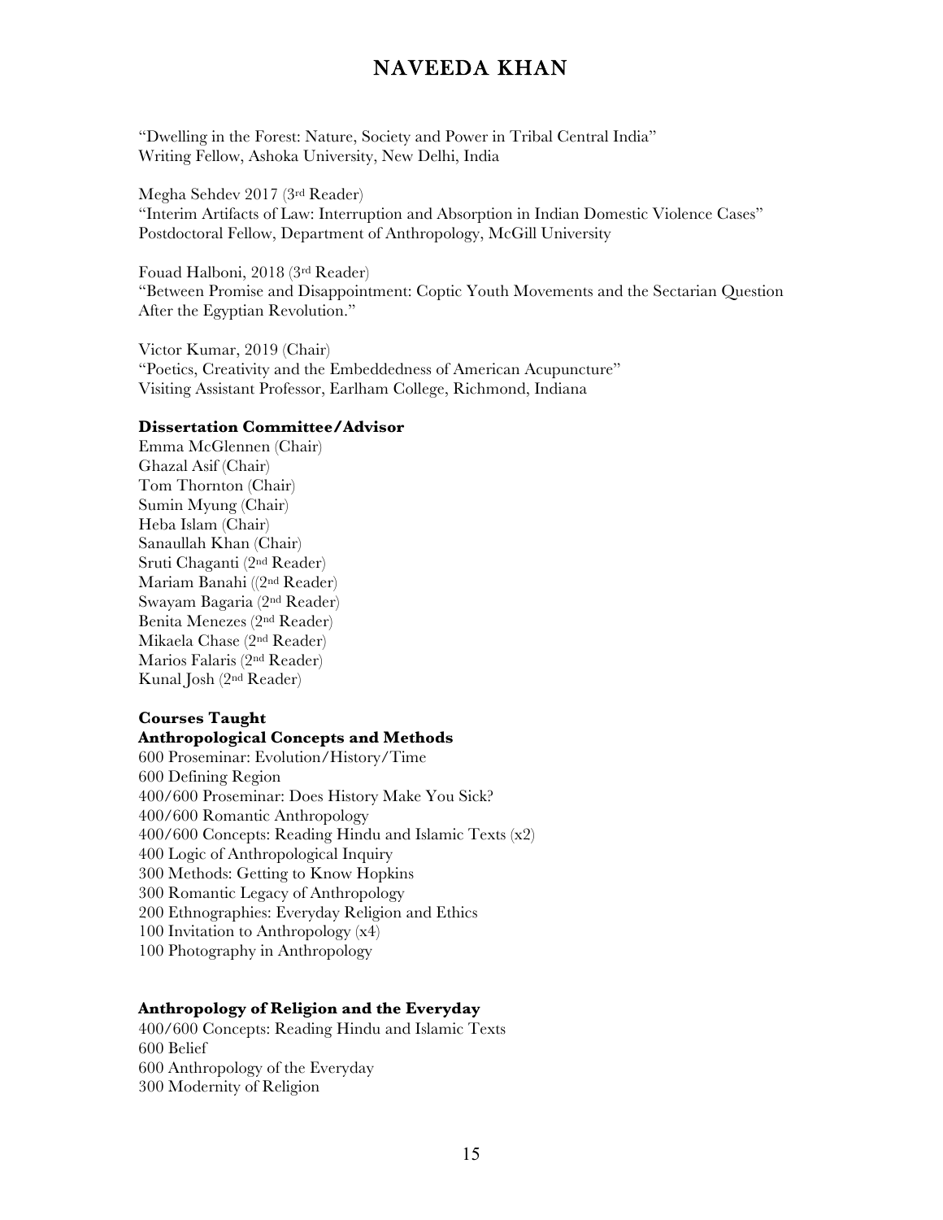"Dwelling in the Forest: Nature, Society and Power in Tribal Central India"
Writing Fellow, Ashoka University, New Delhi, India

Megha Sehdev 2017 (3rd Reader)
"Interim Artifacts of Law: Interruption and Absorption in Indian Domestic Violence Cases"
Postdoctoral Fellow, Department of Anthropology, McGill University

Fouad Halboni, 2018 (3rd Reader)
"Between Promise and Disappointment: Coptic Youth Movements and the Sectarian Question After the Egyptian Revolution."

Victor Kumar, 2019 (Chair)
"Poetics, Creativity and the Embeddedness of American Acupuncture"
Visiting Assistant Professor, Earlham College, Richmond, Indiana

**Dissertation Committee/Advisor**

Emma McGlennen (Chair)
Ghazal Asif (Chair)
Tom Thornton (Chair)
Sumin Myung (Chair)
Heba Islam (Chair)
Sanaullah Khan (Chair)
Sruti Chaganti (2nd Reader)
Mariam Banahi ((2nd Reader)
Swayam Bagaria (2nd Reader)
Benita Menezes (2nd Reader)
Mikaela Chase (2nd Reader)
Marios Falaris (2nd Reader)
Kunal Josh (2nd Reader)

**Courses Taught**

**Anthropological Concepts and Methods**

600 Proseminar: Evolution/History/Time
600 Defining Region
400/600 Proseminar: Does History Make You Sick?
400/600 Romantic Anthropology
400/600 Concepts: Reading Hindu and Islamic Texts (x2)
400 Logic of Anthropological Inquiry
300 Methods: Getting to Know Hopkins
300 Romantic Legacy of Anthropology
200 Ethnographies: Everyday Religion and Ethics
100 Invitation to Anthropology (x4)
100 Photography in Anthropology

**Anthropology of Religion and the Everyday**

400/600 Concepts: Reading Hindu and Islamic Texts
600 Belief
600 Anthropology of the Everyday
300 Modernity of Religion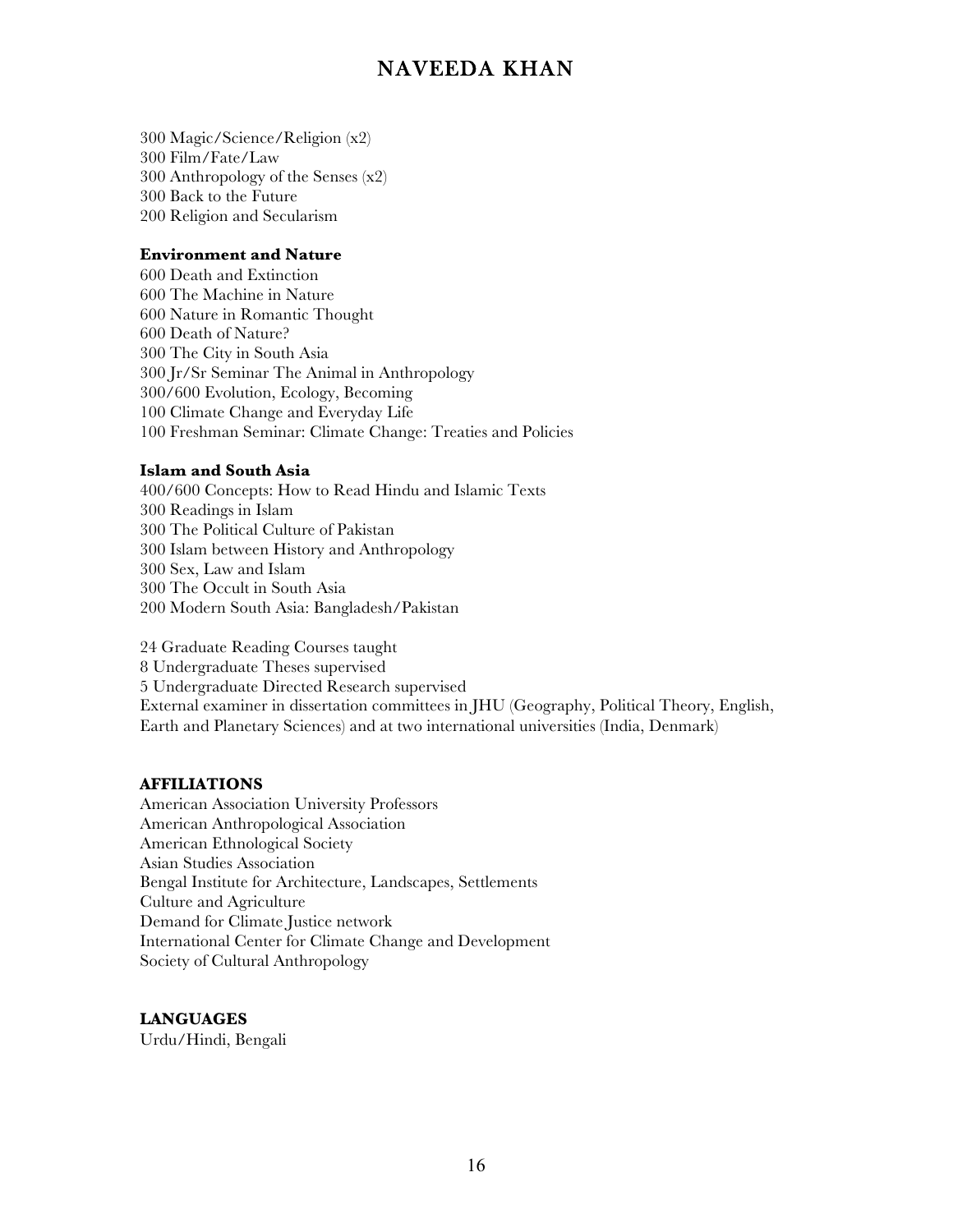300 Magic/Science/Religion (x2)
300 Film/Fate/Law
300 Anthropology of the Senses (x2)
300 Back to the Future
200 Religion and Secularism

**Environment and Nature**
600 Death and Extinction
600 The Machine in Nature
600 Nature in Romantic Thought
600 Death of Nature?
300 The City in South Asia
300 Jr/Sr Seminar The Animal in Anthropology
300/600 Evolution, Ecology, Becoming
100 Climate Change and Everyday Life
100 Freshman Seminar: Climate Change: Treaties and Policies

**Islam and South Asia**
400/600 Concepts: How to Read Hindu and Islamic Texts
300 Readings in Islam
300 The Political Culture of Pakistan
300 Islam between History and Anthropology
300 Sex, Law and Islam
300 The Occult in South Asia
200 Modern South Asia: Bangladesh/Pakistan

24 Graduate Reading Courses taught
8 Undergraduate Theses supervised
5 Undergraduate Directed Research supervised
External examiner in dissertation committees in JHU (Geography, Political Theory, English, Earth and Planetary Sciences) and at two international universities (India, Denmark)

## AFFILIATIONS

American Association University Professors
American Anthropological Association
American Ethnological Society
Asian Studies Association
Bengal Institute for Architecture, Landscapes, Settlements
Culture and Agriculture
Demand for Climate Justice network
International Center for Climate Change and Development
Society of Cultural Anthropology

## LANGUAGES

Urdu/Hindi, Bengali